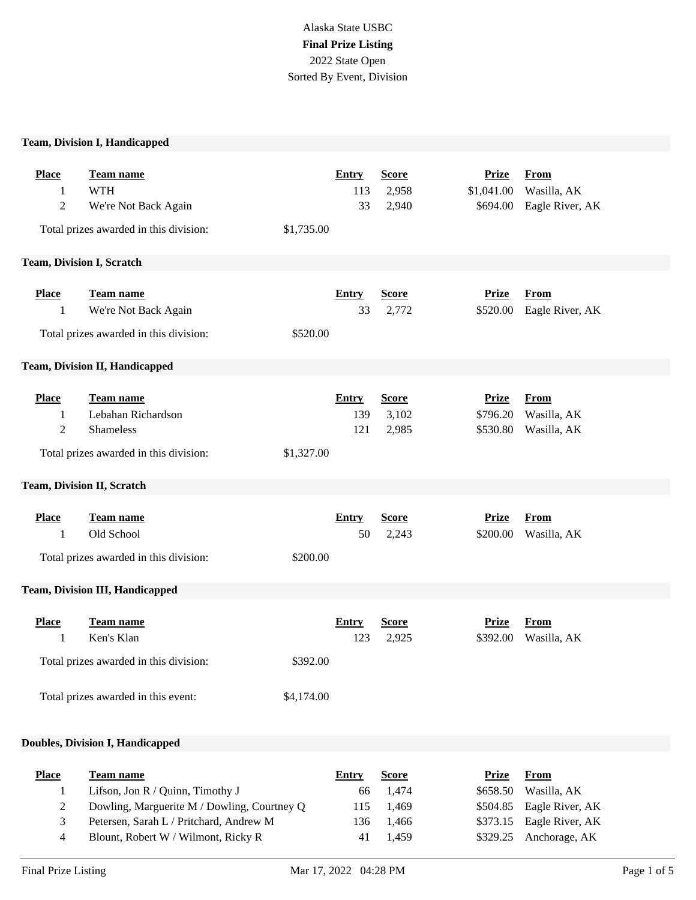Alaska State USBC

**Final Prize Listing**

2022 State Open

Sorted By Event, Division

### Team, Division I, Handicapped

| Place | Team name | Entry | Score | Prize | From |
|---|---|---|---|---|---|
| 1 | WTH | 113 | 2,958 | $1,041.00 | Wasilla, AK |
| 2 | We're Not Back Again | 33 | 2,940 | $694.00 | Eagle River, AK |

Total prizes awarded in this division: $1,735.00

### Team, Division I, Scratch

| Place | Team name | Entry | Score | Prize | From |
|---|---|---|---|---|---|
| 1 | We're Not Back Again | 33 | 2,772 | $520.00 | Eagle River, AK |

Total prizes awarded in this division: $520.00

### Team, Division II, Handicapped

| Place | Team name | Entry | Score | Prize | From |
|---|---|---|---|---|---|
| 1 | Lebahan Richardson | 139 | 3,102 | $796.20 | Wasilla, AK |
| 2 | Shameless | 121 | 2,985 | $530.80 | Wasilla, AK |

Total prizes awarded in this division: $1,327.00

### Team, Division II, Scratch

| Place | Team name | Entry | Score | Prize | From |
|---|---|---|---|---|---|
| 1 | Old School | 50 | 2,243 | $200.00 | Wasilla, AK |

Total prizes awarded in this division: $200.00

### Team, Division III, Handicapped

| Place | Team name | Entry | Score | Prize | From |
|---|---|---|---|---|---|
| 1 | Ken's Klan | 123 | 2,925 | $392.00 | Wasilla, AK |

Total prizes awarded in this division: $392.00

Total prizes awarded in this event: $4,174.00

### Doubles, Division I, Handicapped

| Place | Team name | Entry | Score | Prize | From |
|---|---|---|---|---|---|
| 1 | Lifson, Jon R / Quinn, Timothy J | 66 | 1,474 | $658.50 | Wasilla, AK |
| 2 | Dowling, Marguerite M / Dowling, Courtney Q | 115 | 1,469 | $504.85 | Eagle River, AK |
| 3 | Petersen, Sarah L / Pritchard, Andrew M | 136 | 1,466 | $373.15 | Eagle River, AK |
| 4 | Blount, Robert W / Wilmont, Ricky R | 41 | 1,459 | $329.25 | Anchorage, AK |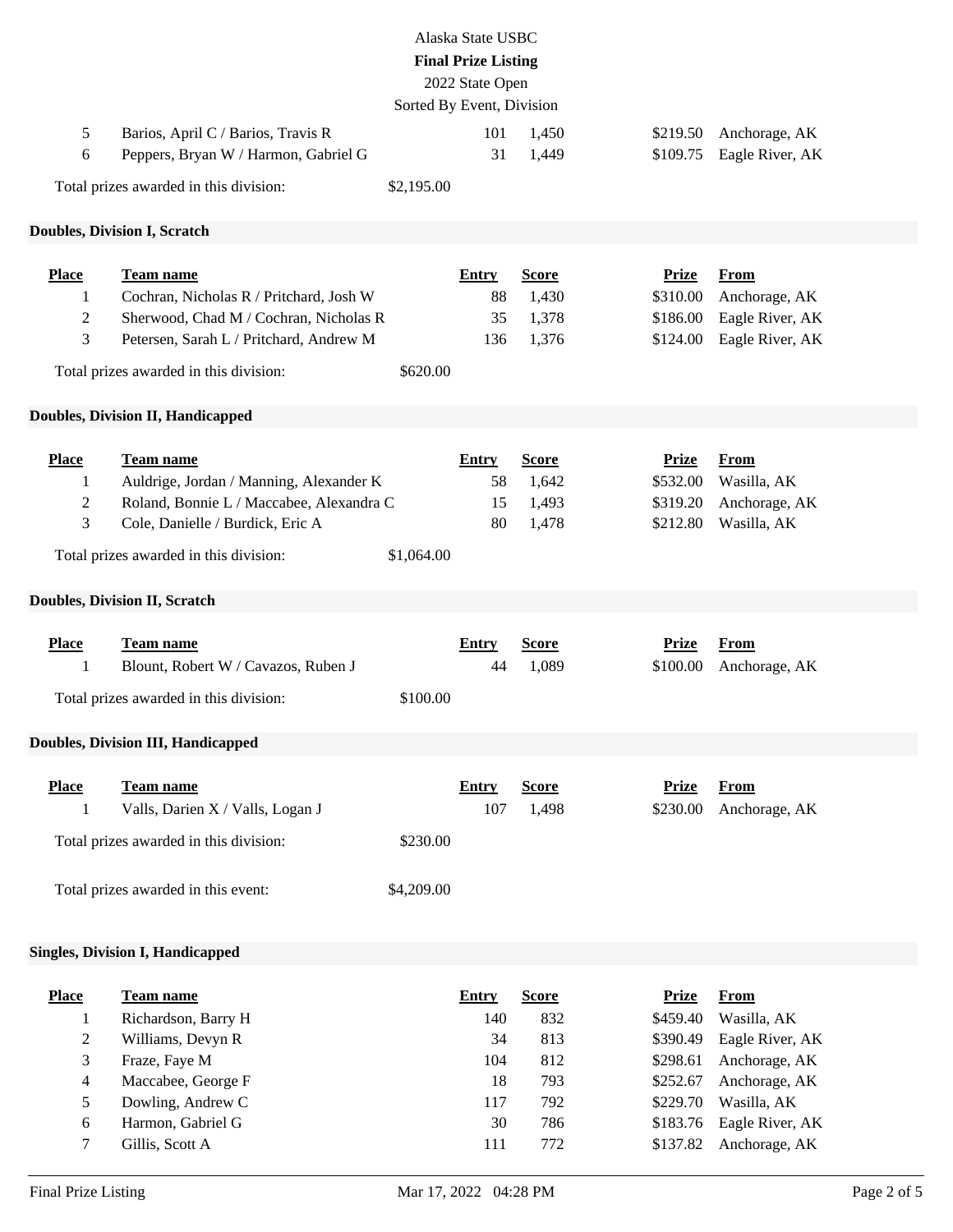| Place | Team name | Entry | Score | Prize | From |
| --- | --- | --- | --- | --- | --- |
| 5 | Barios, April C / Barios, Travis R | 101 | 1,450 | $219.50 | Anchorage, AK |
| 6 | Peppers, Bryan W / Harmon, Gabriel G | 31 | 1,449 | $109.75 | Eagle River, AK |

Total prizes awarded in this division: $2,195.00

**Doubles, Division I, Scratch**

| Place | Team name | Entry | Score | Prize | From |
| --- | --- | --- | --- | --- | --- |
| 1 | Cochran, Nicholas R / Pritchard, Josh W | 88 | 1,430 | $310.00 | Anchorage, AK |
| 2 | Sherwood, Chad M / Cochran, Nicholas R | 35 | 1,378 | $186.00 | Eagle River, AK |
| 3 | Petersen, Sarah L / Pritchard, Andrew M | 136 | 1,376 | $124.00 | Eagle River, AK |

Total prizes awarded in this division: $620.00

**Doubles, Division II, Handicapped**

| Place | Team name | Entry | Score | Prize | From |
| --- | --- | --- | --- | --- | --- |
| 1 | Auldrige, Jordan / Manning, Alexander K | 58 | 1,642 | $532.00 | Wasilla, AK |
| 2 | Roland, Bonnie L / Maccabee, Alexandra C | 15 | 1,493 | $319.20 | Anchorage, AK |
| 3 | Cole, Danielle / Burdick, Eric A | 80 | 1,478 | $212.80 | Wasilla, AK |

Total prizes awarded in this division: $1,064.00

**Doubles, Division II, Scratch**

| Place | Team name | Entry | Score | Prize | From |
| --- | --- | --- | --- | --- | --- |
| 1 | Blount, Robert W / Cavazos, Ruben J | 44 | 1,089 | $100.00 | Anchorage, AK |

Total prizes awarded in this division: $100.00

**Doubles, Division III, Handicapped**

| Place | Team name | Entry | Score | Prize | From |
| --- | --- | --- | --- | --- | --- |
| 1 | Valls, Darien X / Valls, Logan J | 107 | 1,498 | $230.00 | Anchorage, AK |

Total prizes awarded in this division: $230.00

Total prizes awarded in this event: $4,209.00

**Singles, Division I, Handicapped**

| Place | Team name | Entry | Score | Prize | From |
| --- | --- | --- | --- | --- | --- |
| 1 | Richardson, Barry H | 140 | 832 | $459.40 | Wasilla, AK |
| 2 | Williams, Devyn R | 34 | 813 | $390.49 | Eagle River, AK |
| 3 | Fraze, Faye M | 104 | 812 | $298.61 | Anchorage, AK |
| 4 | Maccabee, George F | 18 | 793 | $252.67 | Anchorage, AK |
| 5 | Dowling, Andrew C | 117 | 792 | $229.70 | Wasilla, AK |
| 6 | Harmon, Gabriel G | 30 | 786 | $183.76 | Eagle River, AK |
| 7 | Gillis, Scott A | 111 | 772 | $137.82 | Anchorage, AK |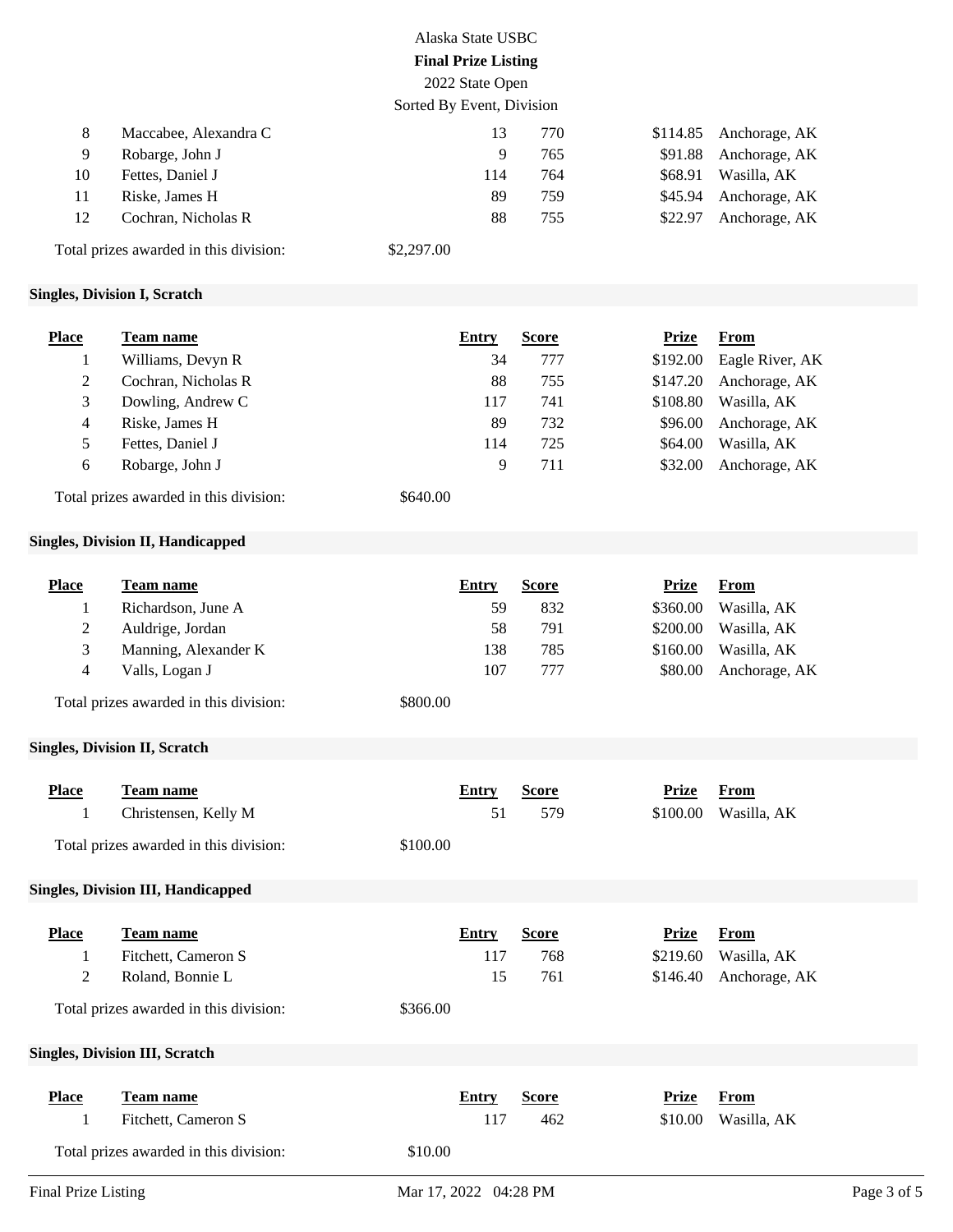Alaska State USBC

**Final Prize Listing**

2022 State Open

Sorted By Event, Division

| Place | Team name | Entry | Score | Prize | From |
|---|---|---|---|---|---|
| 8 | Maccabee, Alexandra C | 13 | 770 | $114.85 | Anchorage, AK |
| 9 | Robarge, John J | 9 | 765 | $91.88 | Anchorage, AK |
| 10 | Fettes, Daniel J | 114 | 764 | $68.91 | Wasilla, AK |
| 11 | Riske, James H | 89 | 759 | $45.94 | Anchorage, AK |
| 12 | Cochran, Nicholas R | 88 | 755 | $22.97 | Anchorage, AK |

Total prizes awarded in this division: $2,297.00

### Singles, Division I, Scratch

| Place | Team name | Entry | Score | Prize | From |
|---|---|---|---|---|---|
| 1 | Williams, Devyn R | 34 | 777 | $192.00 | Eagle River, AK |
| 2 | Cochran, Nicholas R | 88 | 755 | $147.20 | Anchorage, AK |
| 3 | Dowling, Andrew C | 117 | 741 | $108.80 | Wasilla, AK |
| 4 | Riske, James H | 89 | 732 | $96.00 | Anchorage, AK |
| 5 | Fettes, Daniel J | 114 | 725 | $64.00 | Wasilla, AK |
| 6 | Robarge, John J | 9 | 711 | $32.00 | Anchorage, AK |

Total prizes awarded in this division: $640.00

### Singles, Division II, Handicapped

| Place | Team name | Entry | Score | Prize | From |
|---|---|---|---|---|---|
| 1 | Richardson, June A | 59 | 832 | $360.00 | Wasilla, AK |
| 2 | Auldrige, Jordan | 58 | 791 | $200.00 | Wasilla, AK |
| 3 | Manning, Alexander K | 138 | 785 | $160.00 | Wasilla, AK |
| 4 | Valls, Logan J | 107 | 777 | $80.00 | Anchorage, AK |

Total prizes awarded in this division: $800.00

### Singles, Division II, Scratch

| Place | Team name | Entry | Score | Prize | From |
|---|---|---|---|---|---|
| 1 | Christensen, Kelly M | 51 | 579 | $100.00 | Wasilla, AK |

Total prizes awarded in this division: $100.00

### Singles, Division III, Handicapped

| Place | Team name | Entry | Score | Prize | From |
|---|---|---|---|---|---|
| 1 | Fitchett, Cameron S | 117 | 768 | $219.60 | Wasilla, AK |
| 2 | Roland, Bonnie L | 15 | 761 | $146.40 | Anchorage, AK |

Total prizes awarded in this division: $366.00

### Singles, Division III, Scratch

| Place | Team name | Entry | Score | Prize | From |
|---|---|---|---|---|---|
| 1 | Fitchett, Cameron S | 117 | 462 | $10.00 | Wasilla, AK |

Total prizes awarded in this division: $10.00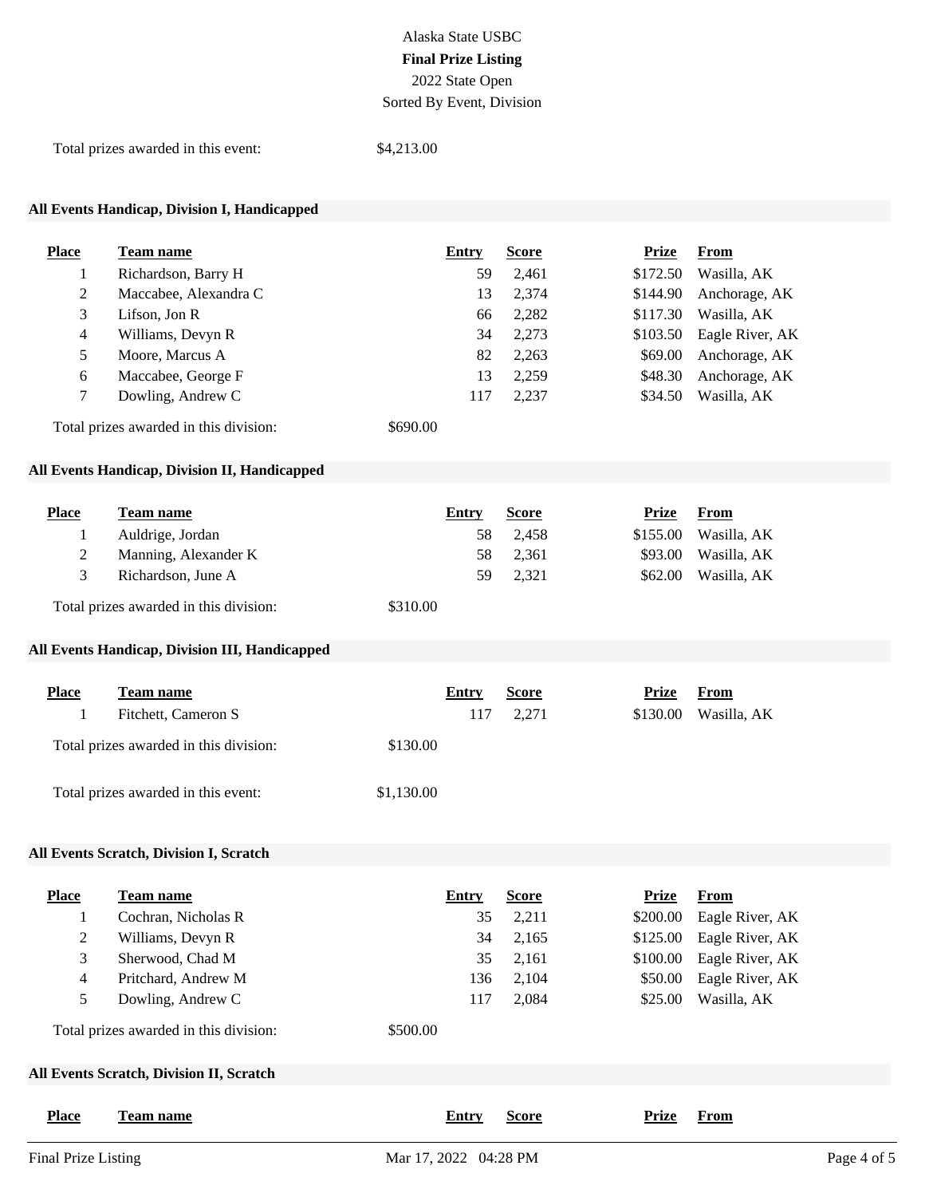Alaska State USBC

**Final Prize Listing**

2022 State Open

Sorted By Event, Division

Total prizes awarded in this event: $4,213.00

### All Events Handicap, Division I, Handicapped

| Place | Team name | Entry | Score | Prize | From |
|---|---|---|---|---|---|
| 1 | Richardson, Barry H | 59 | 2,461 | $172.50 | Wasilla, AK |
| 2 | Maccabee, Alexandra C | 13 | 2,374 | $144.90 | Anchorage, AK |
| 3 | Lifson, Jon R | 66 | 2,282 | $117.30 | Wasilla, AK |
| 4 | Williams, Devyn R | 34 | 2,273 | $103.50 | Eagle River, AK |
| 5 | Moore, Marcus A | 82 | 2,263 | $69.00 | Anchorage, AK |
| 6 | Maccabee, George F | 13 | 2,259 | $48.30 | Anchorage, AK |
| 7 | Dowling, Andrew C | 117 | 2,237 | $34.50 | Wasilla, AK |

Total prizes awarded in this division: $690.00

### All Events Handicap, Division II, Handicapped

| Place | Team name | Entry | Score | Prize | From |
|---|---|---|---|---|---|
| 1 | Auldrige, Jordan | 58 | 2,458 | $155.00 | Wasilla, AK |
| 2 | Manning, Alexander K | 58 | 2,361 | $93.00 | Wasilla, AK |
| 3 | Richardson, June A | 59 | 2,321 | $62.00 | Wasilla, AK |

Total prizes awarded in this division: $310.00

### All Events Handicap, Division III, Handicapped

| Place | Team name | Entry | Score | Prize | From |
|---|---|---|---|---|---|
| 1 | Fitchett, Cameron S | 117 | 2,271 | $130.00 | Wasilla, AK |

Total prizes awarded in this division: $130.00

Total prizes awarded in this event: $1,130.00

### All Events Scratch, Division I, Scratch

| Place | Team name | Entry | Score | Prize | From |
|---|---|---|---|---|---|
| 1 | Cochran, Nicholas R | 35 | 2,211 | $200.00 | Eagle River, AK |
| 2 | Williams, Devyn R | 34 | 2,165 | $125.00 | Eagle River, AK |
| 3 | Sherwood, Chad M | 35 | 2,161 | $100.00 | Eagle River, AK |
| 4 | Pritchard, Andrew M | 136 | 2,104 | $50.00 | Eagle River, AK |
| 5 | Dowling, Andrew C | 117 | 2,084 | $25.00 | Wasilla, AK |

Total prizes awarded in this division: $500.00

### All Events Scratch, Division II, Scratch

| Place | Team name | Entry | Score | Prize | From |
|---|---|---|---|---|---|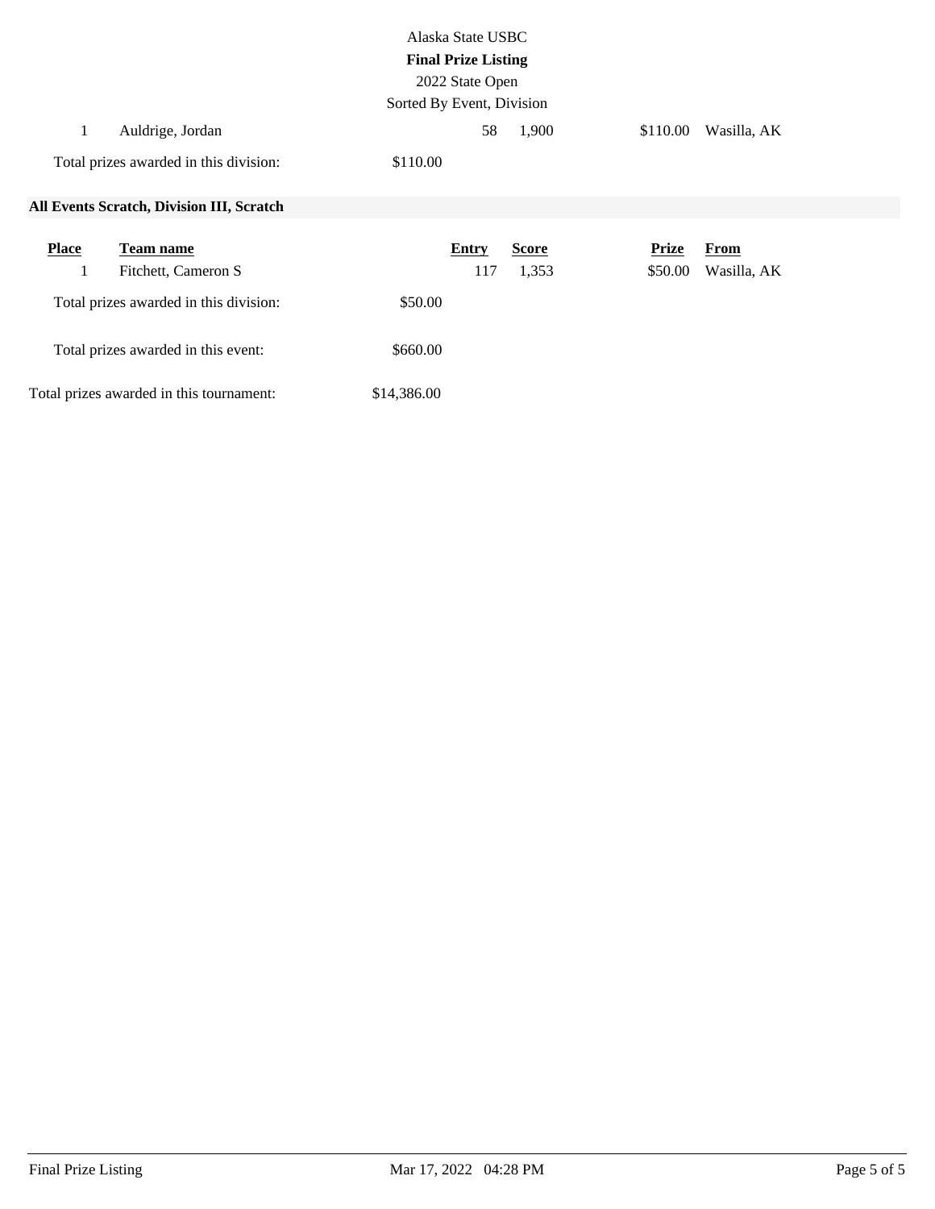Alaska State USBC

**Final Prize Listing**

2022 State Open

Sorted By Event, Division

| | | | | | |
|---|---|---|---|---|---|
| 1 | Auldrige, Jordan | 58 | 1,900 | $110.00 | Wasilla, AK |

Total prizes awarded in this division: $110.00

**All Events Scratch, Division III, Scratch**

| Place | Team name | Entry | Score | Prize | From |
|---|---|---|---|---|---|
| 1 | Fitchett, Cameron S | 117 | 1,353 | $50.00 | Wasilla, AK |

Total prizes awarded in this division: $50.00

Total prizes awarded in this event: $660.00

Total prizes awarded in this tournament: $14,386.00